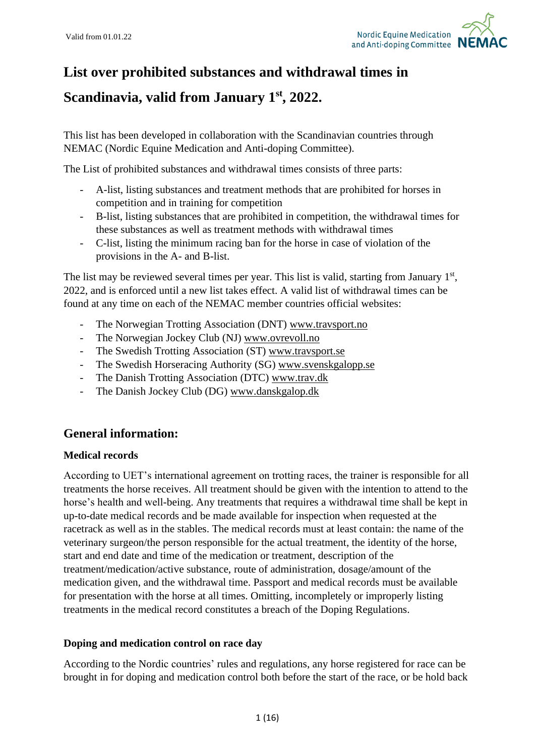# List over prohibited substances and withdrawal times in Scandinavia, valid from January 1st, 2022.

This list has been developed in collaboration with the Scandinavian countries through NEMAC (Nordic Equine Medication and Anti-doping Committee).

The List of prohibited substances and withdrawal times consists of three parts:

- A-list, listing substances and treatment methods that are prohibited for horses in competition and in training for competition
- B-list, listing substances that are prohibited in competition, the withdrawal times for these substances as well as treatment methods with withdrawal times
- C-list, listing the minimum racing ban for the horse in case of violation of the provisions in the A- and B-list.

The list may be reviewed several times per year. This list is valid, starting from January 1st, 2022, and is enforced until a new list takes effect. A valid list of withdrawal times can be found at any time on each of the NEMAC member countries official websites:

- The Norwegian Trotting Association (DNT) www.travsport.no
- The Norwegian Jockey Club (NJ) www.ovrevoll.no
- The Swedish Trotting Association (ST) www.travsport.se
- The Swedish Horseracing Authority (SG) www.svenskgalopp.se
- The Danish Trotting Association (DTC) www.trav.dk
- The Danish Jockey Club (DG) www.danskgalop.dk

## General information:

### Medical records

According to UET's international agreement on trotting races, the trainer is responsible for all treatments the horse receives. All treatment should be given with the intention to attend to the horse's health and well-being. Any treatments that requires a withdrawal time shall be kept in up-to-date medical records and be made available for inspection when requested at the racetrack as well as in the stables. The medical records must at least contain: the name of the veterinary surgeon/the person responsible for the actual treatment, the identity of the horse, start and end date and time of the medication or treatment, description of the treatment/medication/active substance, route of administration, dosage/amount of the medication given, and the withdrawal time. Passport and medical records must be available for presentation with the horse at all times. Omitting, incompletely or improperly listing treatments in the medical record constitutes a breach of the Doping Regulations.

### Doping and medication control on race day

According to the Nordic countries' rules and regulations, any horse registered for race can be brought in for doping and medication control both before the start of the race, or be hold back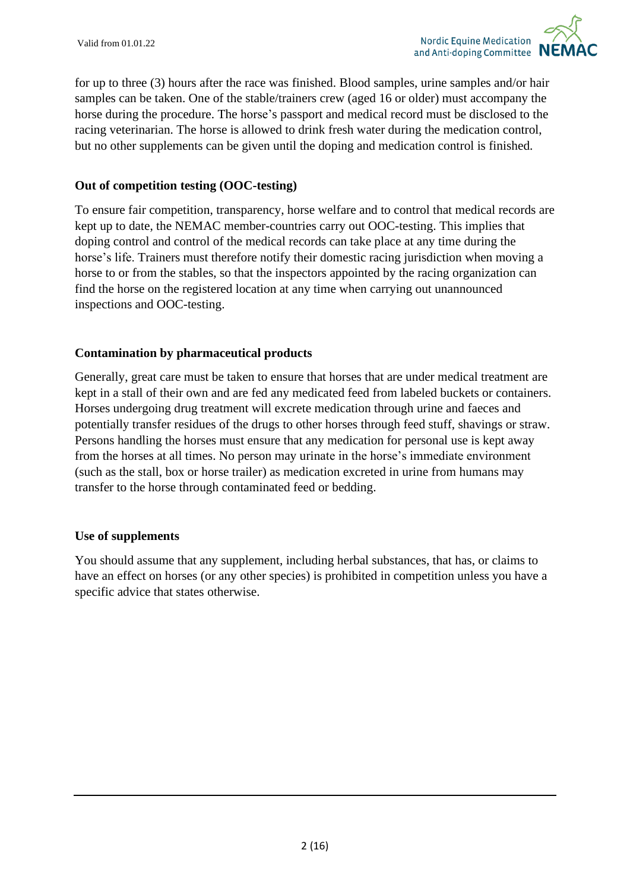for up to three (3) hours after the race was finished. Blood samples, urine samples and/or hair samples can be taken. One of the stable/trainers crew (aged 16 or older) must accompany the horse during the procedure. The horse's passport and medical record must be disclosed to the racing veterinarian. The horse is allowed to drink fresh water during the medication control, but no other supplements can be given until the doping and medication control is finished.

**Out of competition testing (OOC-testing)**

To ensure fair competition, transparency, horse welfare and to control that medical records are kept up to date, the NEMAC member-countries carry out OOC-testing. This implies that doping control and control of the medical records can take place at any time during the horse's life. Trainers must therefore notify their domestic racing jurisdiction when moving a horse to or from the stables, so that the inspectors appointed by the racing organization can find the horse on the registered location at any time when carrying out unannounced inspections and OOC-testing.

**Contamination by pharmaceutical products**

Generally, great care must be taken to ensure that horses that are under medical treatment are kept in a stall of their own and are fed any medicated feed from labeled buckets or containers. Horses undergoing drug treatment will excrete medication through urine and faeces and potentially transfer residues of the drugs to other horses through feed stuff, shavings or straw. Persons handling the horses must ensure that any medication for personal use is kept away from the horses at all times. No person may urinate in the horse's immediate environment (such as the stall, box or horse trailer) as medication excreted in urine from humans may transfer to the horse through contaminated feed or bedding.

**Use of supplements**

You should assume that any supplement, including herbal substances, that has, or claims to have an effect on horses (or any other species) is prohibited in competition unless you have a specific advice that states otherwise.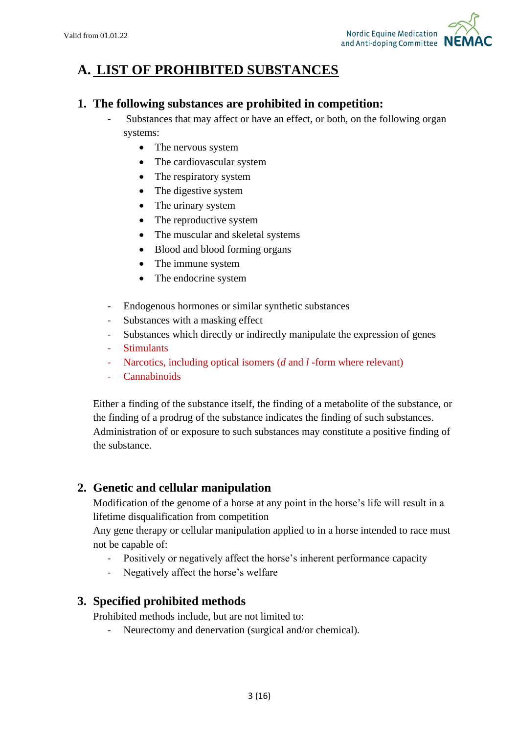# A. LIST OF PROHIBITED SUBSTANCES

## 1. The following substances are prohibited in competition:

- Substances that may affect or have an effect, or both, on the following organ systems:
  - The nervous system
  - The cardiovascular system
  - The respiratory system
  - The digestive system
  - The urinary system
  - The reproductive system
  - The muscular and skeletal systems
  - Blood and blood forming organs
  - The immune system
  - The endocrine system
- Endogenous hormones or similar synthetic substances
- Substances with a masking effect
- Substances which directly or indirectly manipulate the expression of genes
- Stimulants
- Narcotics, including optical isomers (*d* and *l* -form where relevant)
- Cannabinoids

Either a finding of the substance itself, the finding of a metabolite of the substance, or the finding of a prodrug of the substance indicates the finding of such substances. Administration of or exposure to such substances may constitute a positive finding of the substance.

## 2. Genetic and cellular manipulation

Modification of the genome of a horse at any point in the horse's life will result in a lifetime disqualification from competition

Any gene therapy or cellular manipulation applied to in a horse intended to race must not be capable of:

- Positively or negatively affect the horse's inherent performance capacity
- Negatively affect the horse's welfare

## 3. Specified prohibited methods

Prohibited methods include, but are not limited to:

- Neurectomy and denervation (surgical and/or chemical).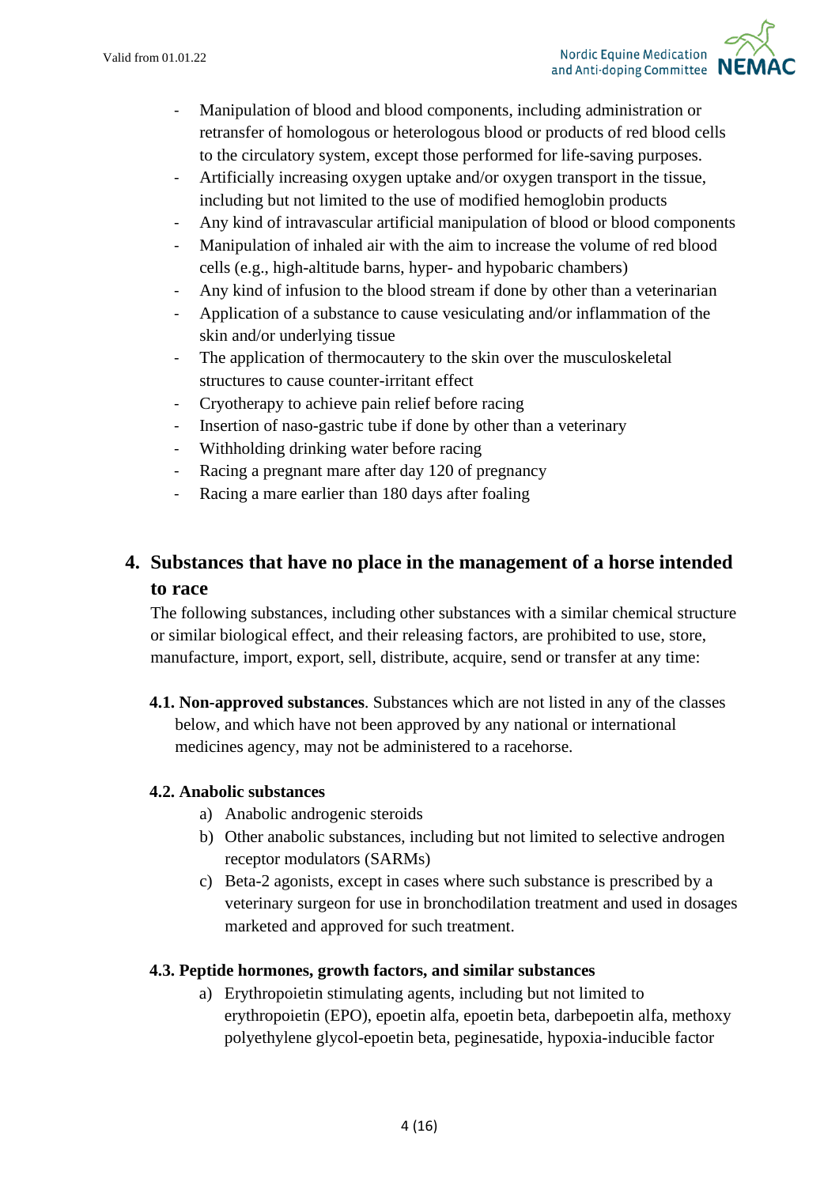- Manipulation of blood and blood components, including administration or retransfer of homologous or heterologous blood or products of red blood cells to the circulatory system, except those performed for life-saving purposes.
- Artificially increasing oxygen uptake and/or oxygen transport in the tissue, including but not limited to the use of modified hemoglobin products
- Any kind of intravascular artificial manipulation of blood or blood components
- Manipulation of inhaled air with the aim to increase the volume of red blood cells (e.g., high-altitude barns, hyper- and hypobaric chambers)
- Any kind of infusion to the blood stream if done by other than a veterinarian
- Application of a substance to cause vesiculating and/or inflammation of the skin and/or underlying tissue
- The application of thermocautery to the skin over the musculoskeletal structures to cause counter-irritant effect
- Cryotherapy to achieve pain relief before racing
- Insertion of naso-gastric tube if done by other than a veterinary
- Withholding drinking water before racing
- Racing a pregnant mare after day 120 of pregnancy
- Racing a mare earlier than 180 days after foaling

## 4. Substances that have no place in the management of a horse intended to race

The following substances, including other substances with a similar chemical structure or similar biological effect, and their releasing factors, are prohibited to use, store, manufacture, import, export, sell, distribute, acquire, send or transfer at any time:

**4.1. Non-approved substances**. Substances which are not listed in any of the classes below, and which have not been approved by any national or international medicines agency, may not be administered to a racehorse.

### 4.2. Anabolic substances

a) Anabolic androgenic steroids
b) Other anabolic substances, including but not limited to selective androgen receptor modulators (SARMs)
c) Beta-2 agonists, except in cases where such substance is prescribed by a veterinary surgeon for use in bronchodilation treatment and used in dosages marketed and approved for such treatment.

### 4.3. Peptide hormones, growth factors, and similar substances

a) Erythropoietin stimulating agents, including but not limited to erythropoietin (EPO), epoetin alfa, epoetin beta, darbepoetin alfa, methoxy polyethylene glycol-epoetin beta, peginesatide, hypoxia-inducible factor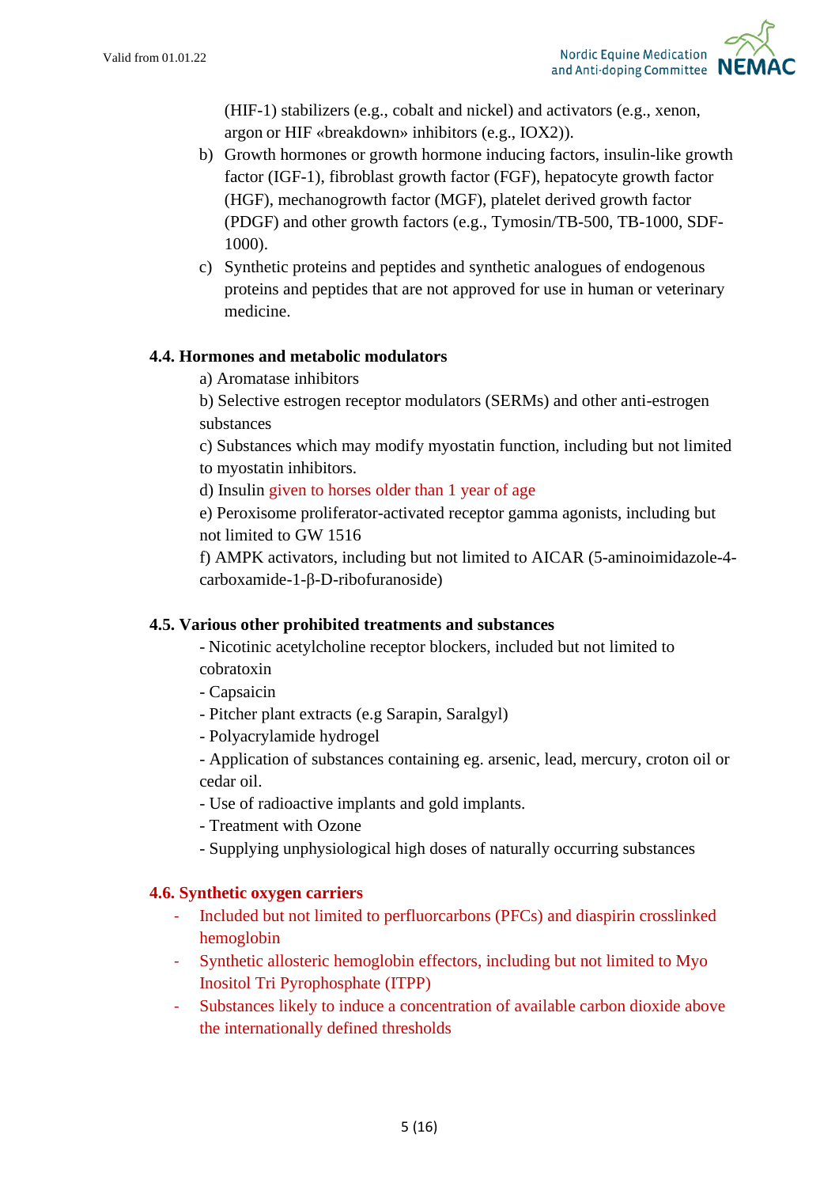(HIF-1) stabilizers (e.g., cobalt and nickel) and activators (e.g., xenon, argon or HIF «breakdown» inhibitors (e.g., IOX2)).

b) Growth hormones or growth hormone inducing factors, insulin-like growth factor (IGF-1), fibroblast growth factor (FGF), hepatocyte growth factor (HGF), mechanogrowth factor (MGF), platelet derived growth factor (PDGF) and other growth factors (e.g., Tymosin/TB-500, TB-1000, SDF-1000).

c) Synthetic proteins and peptides and synthetic analogues of endogenous proteins and peptides that are not approved for use in human or veterinary medicine.

**4.4. Hormones and metabolic modulators**

a) Aromatase inhibitors

b) Selective estrogen receptor modulators (SERMs) and other anti-estrogen substances

c) Substances which may modify myostatin function, including but not limited to myostatin inhibitors.

d) Insulin given to horses older than 1 year of age

e) Peroxisome proliferator-activated receptor gamma agonists, including but not limited to GW 1516

f) AMPK activators, including but not limited to AICAR (5-aminoimidazole-4-carboxamide-1-β-D-ribofuranoside)

**4.5. Various other prohibited treatments and substances**

- Nicotinic acetylcholine receptor blockers, included but not limited to cobratoxin
- Capsaicin
- Pitcher plant extracts (e.g Sarapin, Saralgyl)
- Polyacrylamide hydrogel
- Application of substances containing eg. arsenic, lead, mercury, croton oil or cedar oil.
- Use of radioactive implants and gold implants.
- Treatment with Ozone
- Supplying unphysiological high doses of naturally occurring substances

**4.6. Synthetic oxygen carriers**

- Included but not limited to perfluorcarbons (PFCs) and diaspirin crosslinked hemoglobin
- Synthetic allosteric hemoglobin effectors, including but not limited to Myo Inositol Tri Pyrophosphate (ITPP)
- Substances likely to induce a concentration of available carbon dioxide above the internationally defined thresholds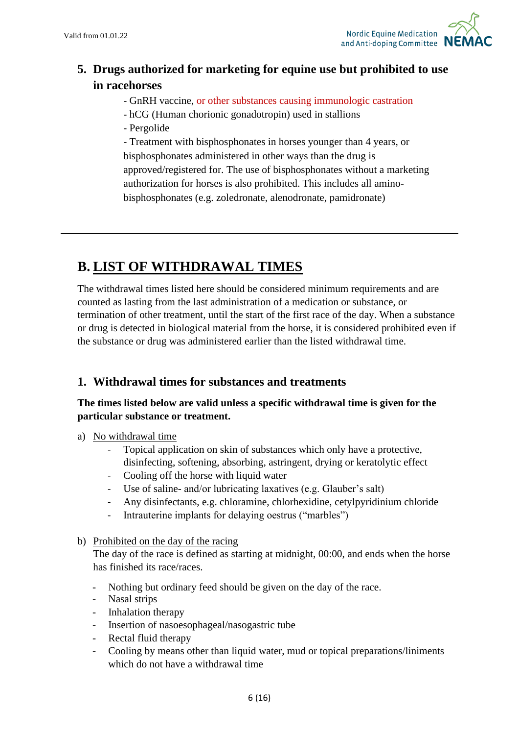## 5. Drugs authorized for marketing for equine use but prohibited to use in racehorses

- GnRH vaccine, or other substances causing immunologic castration
- hCG (Human chorionic gonadotropin) used in stallions
- Pergolide
- Treatment with bisphosphonates in horses younger than 4 years, or bisphosphonates administered in other ways than the drug is approved/registered for. The use of bisphosphonates without a marketing authorization for horses is also prohibited. This includes all amino-bisphosphonates (e.g. zoledronate, alenodronate, pamidronate)

---

# B. LIST OF WITHDRAWAL TIMES

The withdrawal times listed here should be considered minimum requirements and are counted as lasting from the last administration of a medication or substance, or termination of other treatment, until the start of the first race of the day. When a substance or drug is detected in biological material from the horse, it is considered prohibited even if the substance or drug was administered earlier than the listed withdrawal time.

## 1. Withdrawal times for substances and treatments

**The times listed below are valid unless a specific withdrawal time is given for the particular substance or treatment.**

a) No withdrawal time

- Topical application on skin of substances which only have a protective, disinfecting, softening, absorbing, astringent, drying or keratolytic effect
- Cooling off the horse with liquid water
- Use of saline- and/or lubricating laxatives (e.g. Glauber's salt)
- Any disinfectants, e.g. chloramine, chlorhexidine, cetylpyridinium chloride
- Intrauterine implants for delaying oestrus ("marbles")

b) Prohibited on the day of the racing

The day of the race is defined as starting at midnight, 00:00, and ends when the horse has finished its race/races.

- Nothing but ordinary feed should be given on the day of the race.
- Nasal strips
- Inhalation therapy
- Insertion of nasoesophageal/nasogastric tube
- Rectal fluid therapy
- Cooling by means other than liquid water, mud or topical preparations/liniments which do not have a withdrawal time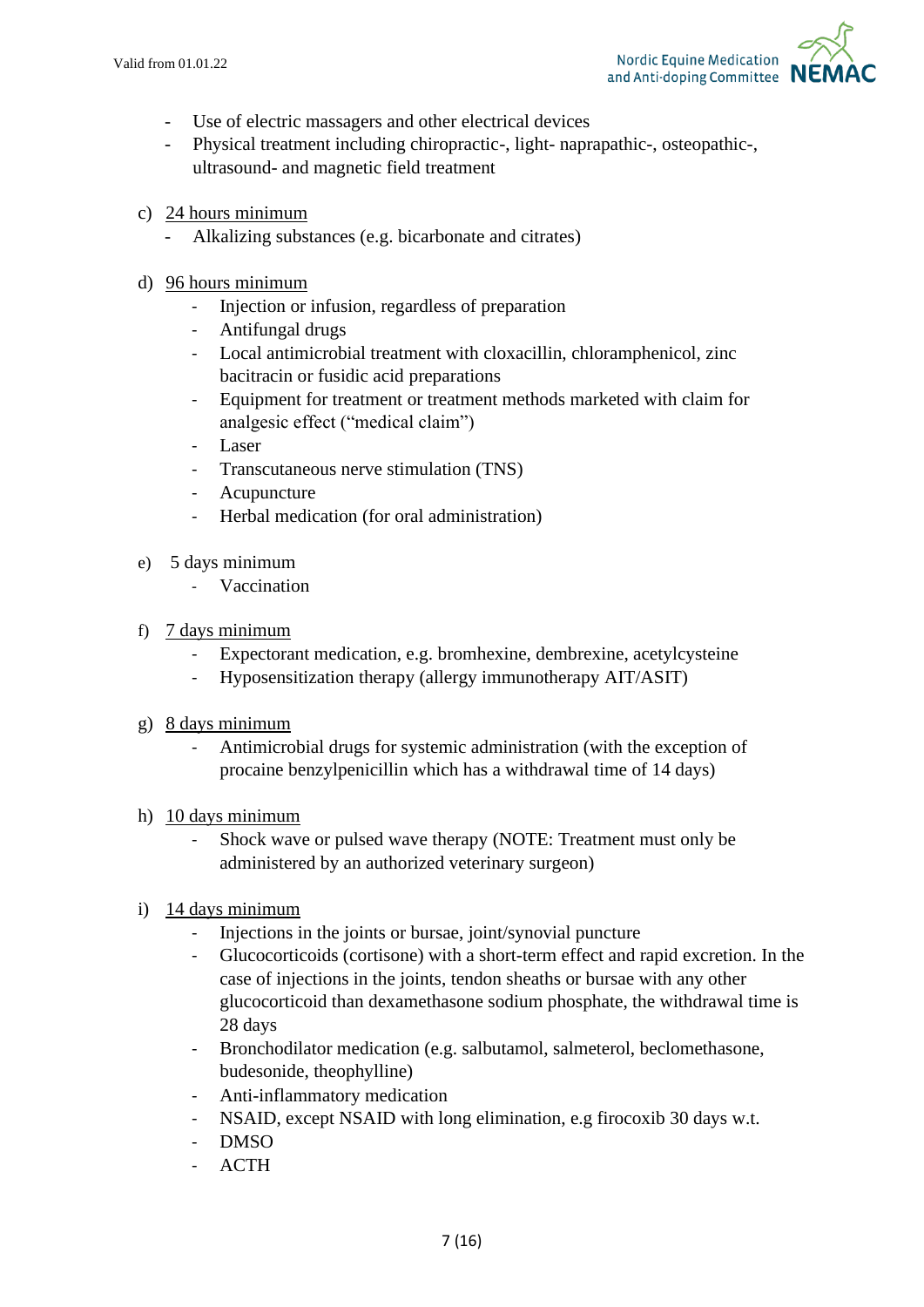- Use of electric massagers and other electrical devices
- Physical treatment including chiropractic-, light- naprapathic-, osteopathic-, ultrasound- and magnetic field treatment

c) <u>24 hours minimum</u>
   - Alkalizing substances (e.g. bicarbonate and citrates)

d) <u>96 hours minimum</u>
   - Injection or infusion, regardless of preparation
   - Antifungal drugs
   - Local antimicrobial treatment with cloxacillin, chloramphenicol, zinc bacitracin or fusidic acid preparations
   - Equipment for treatment or treatment methods marketed with claim for analgesic effect ("medical claim")
   - Laser
   - Transcutaneous nerve stimulation (TNS)
   - Acupuncture
   - Herbal medication (for oral administration)

e) 5 days minimum
   - Vaccination

f) <u>7 days minimum</u>
   - Expectorant medication, e.g. bromhexine, dembrexine, acetylcysteine
   - Hyposensitization therapy (allergy immunotherapy AIT/ASIT)

g) <u>8 days minimum</u>
   - Antimicrobial drugs for systemic administration (with the exception of procaine benzylpenicillin which has a withdrawal time of 14 days)

h) <u>10 days minimum</u>
   - Shock wave or pulsed wave therapy (NOTE: Treatment must only be administered by an authorized veterinary surgeon)

i) <u>14 days minimum</u>
   - Injections in the joints or bursae, joint/synovial puncture
   - Glucocorticoids (cortisone) with a short-term effect and rapid excretion. In the case of injections in the joints, tendon sheaths or bursae with any other glucocorticoid than dexamethasone sodium phosphate, the withdrawal time is 28 days
   - Bronchodilator medication (e.g. salbutamol, salmeterol, beclomethasone, budesonide, theophylline)
   - Anti-inflammatory medication
   - NSAID, except NSAID with long elimination, e.g firocoxib 30 days w.t.
   - DMSO
   - ACTH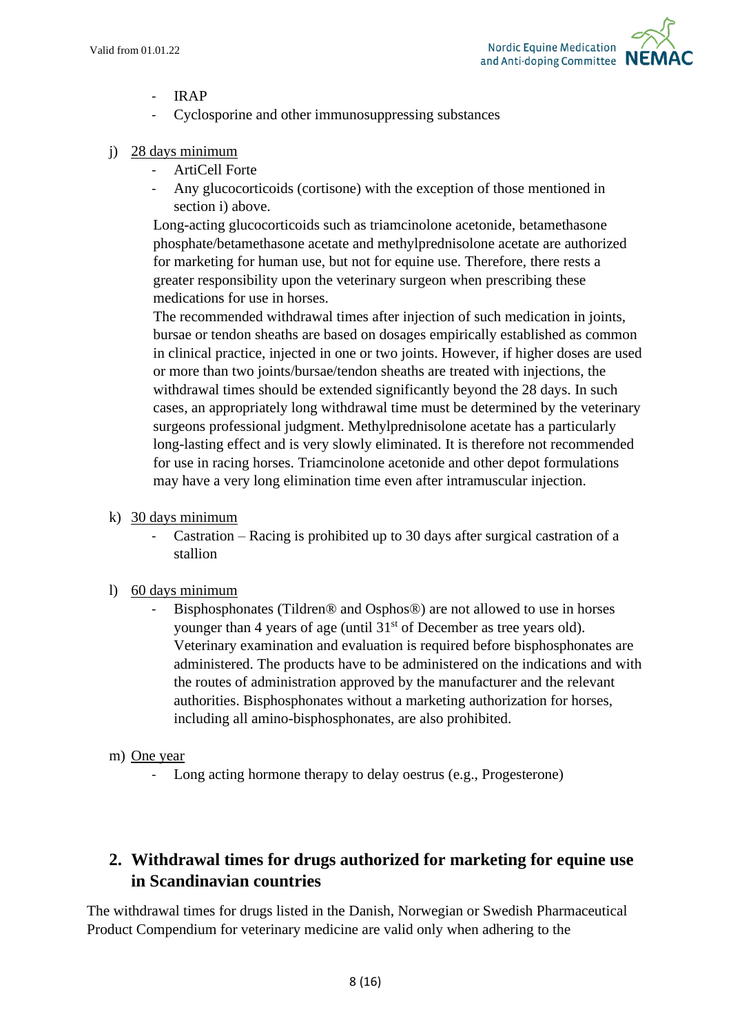- IRAP
- Cyclosporine and other immunosuppressing substances

j) <u>28 days minimum</u>

- ArtiCell Forte
- Any glucocorticoids (cortisone) with the exception of those mentioned in section i) above.

Long-acting glucocorticoids such as triamcinolone acetonide, betamethasone phosphate/betamethasone acetate and methylprednisolone acetate are authorized for marketing for human use, but not for equine use. Therefore, there rests a greater responsibility upon the veterinary surgeon when prescribing these medications for use in horses.

The recommended withdrawal times after injection of such medication in joints, bursae or tendon sheaths are based on dosages empirically established as common in clinical practice, injected in one or two joints. However, if higher doses are used or more than two joints/bursae/tendon sheaths are treated with injections, the withdrawal times should be extended significantly beyond the 28 days. In such cases, an appropriately long withdrawal time must be determined by the veterinary surgeons professional judgment. Methylprednisolone acetate has a particularly long-lasting effect and is very slowly eliminated. It is therefore not recommended for use in racing horses. Triamcinolone acetonide and other depot formulations may have a very long elimination time even after intramuscular injection.

k) <u>30 days minimum</u>

- Castration – Racing is prohibited up to 30 days after surgical castration of a stallion

l) <u>60 days minimum</u>

- Bisphosphonates (Tildren® and Osphos®) are not allowed to use in horses younger than 4 years of age (until 31st of December as tree years old). Veterinary examination and evaluation is required before bisphosphonates are administered. The products have to be administered on the indications and with the routes of administration approved by the manufacturer and the relevant authorities. Bisphosphonates without a marketing authorization for horses, including all amino-bisphosphonates, are also prohibited.

m) <u>One year</u>

- Long acting hormone therapy to delay oestrus (e.g., Progesterone)

## 2. Withdrawal times for drugs authorized for marketing for equine use in Scandinavian countries

The withdrawal times for drugs listed in the Danish, Norwegian or Swedish Pharmaceutical Product Compendium for veterinary medicine are valid only when adhering to the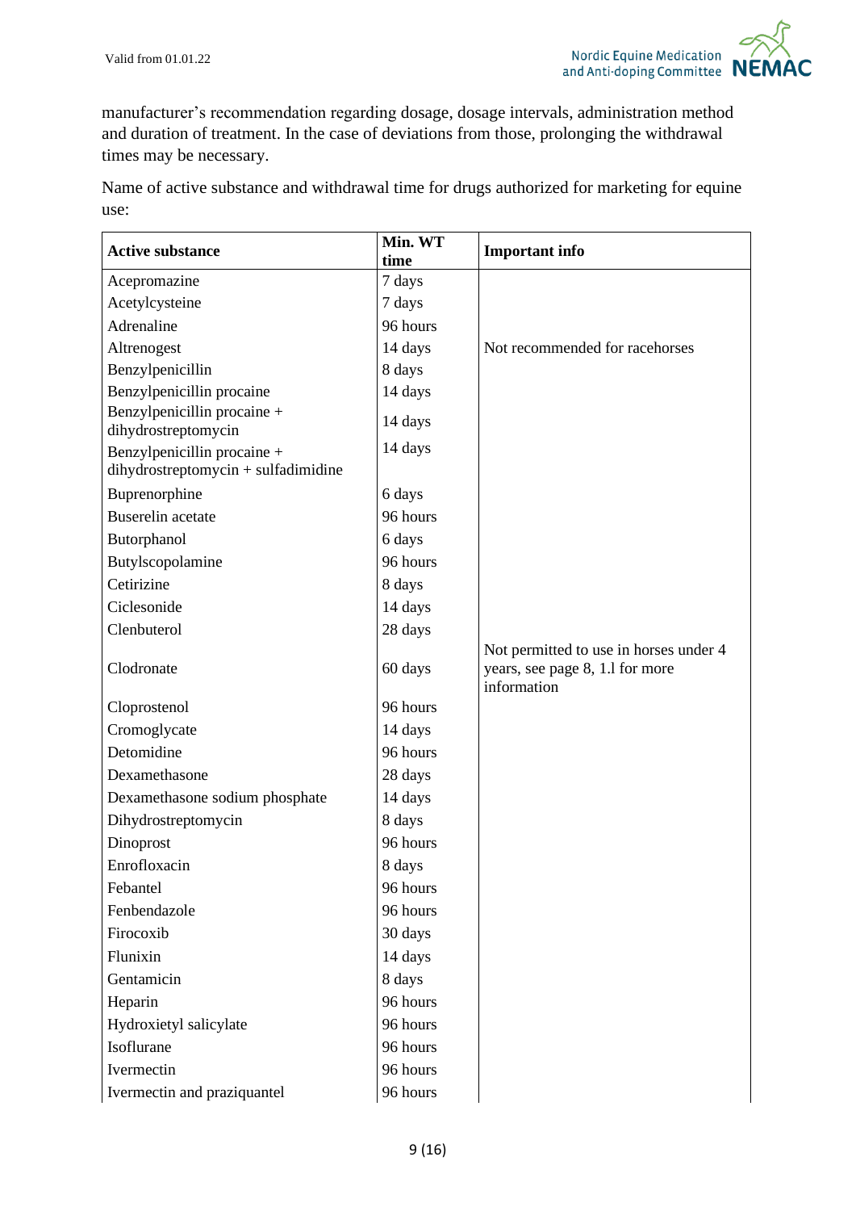manufacturer's recommendation regarding dosage, dosage intervals, administration method and duration of treatment. In the case of deviations from those, prolonging the withdrawal times may be necessary.

Name of active substance and withdrawal time for drugs authorized for marketing for equine use:

| Active substance | Min. WT time | Important info |
|---|---|---|
| Acepromazine | 7 days | |
| Acetylcysteine | 7 days | |
| Adrenaline | 96 hours | |
| Altrenogest | 14 days | Not recommended for racehorses |
| Benzylpenicillin | 8 days | |
| Benzylpenicillin procaine | 14 days | |
| Benzylpenicillin procaine + dihydrostreptomycin | 14 days | |
| Benzylpenicillin procaine + dihydrostreptomycin + sulfadimidine | 14 days | |
| Buprenorphine | 6 days | |
| Buserelin acetate | 96 hours | |
| Butorphanol | 6 days | |
| Butylscopolamine | 96 hours | |
| Cetirizine | 8 days | |
| Ciclesonide | 14 days | |
| Clenbuterol | 28 days | |
| Clodronate | 60 days | Not permitted to use in horses under 4 years, see page 8, 1.l for more information |
| Cloprostenol | 96 hours | |
| Cromoglycate | 14 days | |
| Detomidine | 96 hours | |
| Dexamethasone | 28 days | |
| Dexamethasone sodium phosphate | 14 days | |
| Dihydrostreptomycin | 8 days | |
| Dinoprost | 96 hours | |
| Enrofloxacin | 8 days | |
| Febantel | 96 hours | |
| Fenbendazole | 96 hours | |
| Firocoxib | 30 days | |
| Flunixin | 14 days | |
| Gentamicin | 8 days | |
| Heparin | 96 hours | |
| Hydroxietyl salicylate | 96 hours | |
| Isoflurane | 96 hours | |
| Ivermectin | 96 hours | |
| Ivermectin and praziquantel | 96 hours | |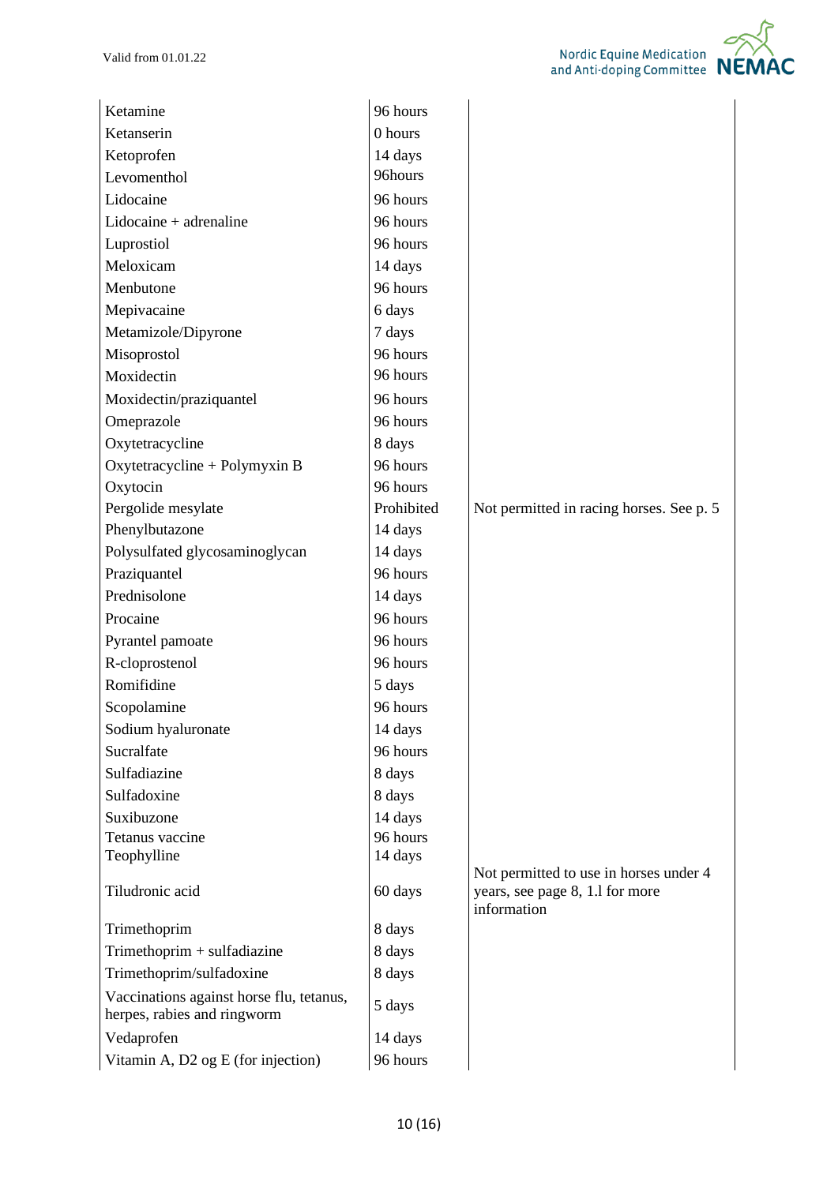| | | |
|---|---|---|
| Ketamine | 96 hours | |
| Ketanserin | 0 hours | |
| Ketoprofen | 14 days | |
| Levomenthol | 96hours | |
| Lidocaine | 96 hours | |
| Lidocaine + adrenaline | 96 hours | |
| Luprostiol | 96 hours | |
| Meloxicam | 14 days | |
| Menbutone | 96 hours | |
| Mepivacaine | 6 days | |
| Metamizole/Dipyrone | 7 days | |
| Misoprostol | 96 hours | |
| Moxidectin | 96 hours | |
| Moxidectin/praziquantel | 96 hours | |
| Omeprazole | 96 hours | |
| Oxytetracycline | 8 days | |
| Oxytetracycline + Polymyxin B | 96 hours | |
| Oxytocin | 96 hours | |
| Pergolide mesylate | Prohibited | Not permitted in racing horses. See p. 5 |
| Phenylbutazone | 14 days | |
| Polysulfated glycosaminoglycan | 14 days | |
| Praziquantel | 96 hours | |
| Prednisolone | 14 days | |
| Procaine | 96 hours | |
| Pyrantel pamoate | 96 hours | |
| R-cloprostenol | 96 hours | |
| Romifidine | 5 days | |
| Scopolamine | 96 hours | |
| Sodium hyaluronate | 14 days | |
| Sucralfate | 96 hours | |
| Sulfadiazine | 8 days | |
| Sulfadoxine | 8 days | |
| Suxibuzone | 14 days | |
| Tetanus vaccine | 96 hours | |
| Teophylline | 14 days | |
| Tiludronic acid | 60 days | Not permitted to use in horses under 4 years, see page 8, 1.l for more information |
| Trimethoprim | 8 days | |
| Trimethoprim + sulfadiazine | 8 days | |
| Trimethoprim/sulfadoxine | 8 days | |
| Vaccinations against horse flu, tetanus, herpes, rabies and ringworm | 5 days | |
| Vedaprofen | 14 days | |
| Vitamin A, D2 og E (for injection) | 96 hours | |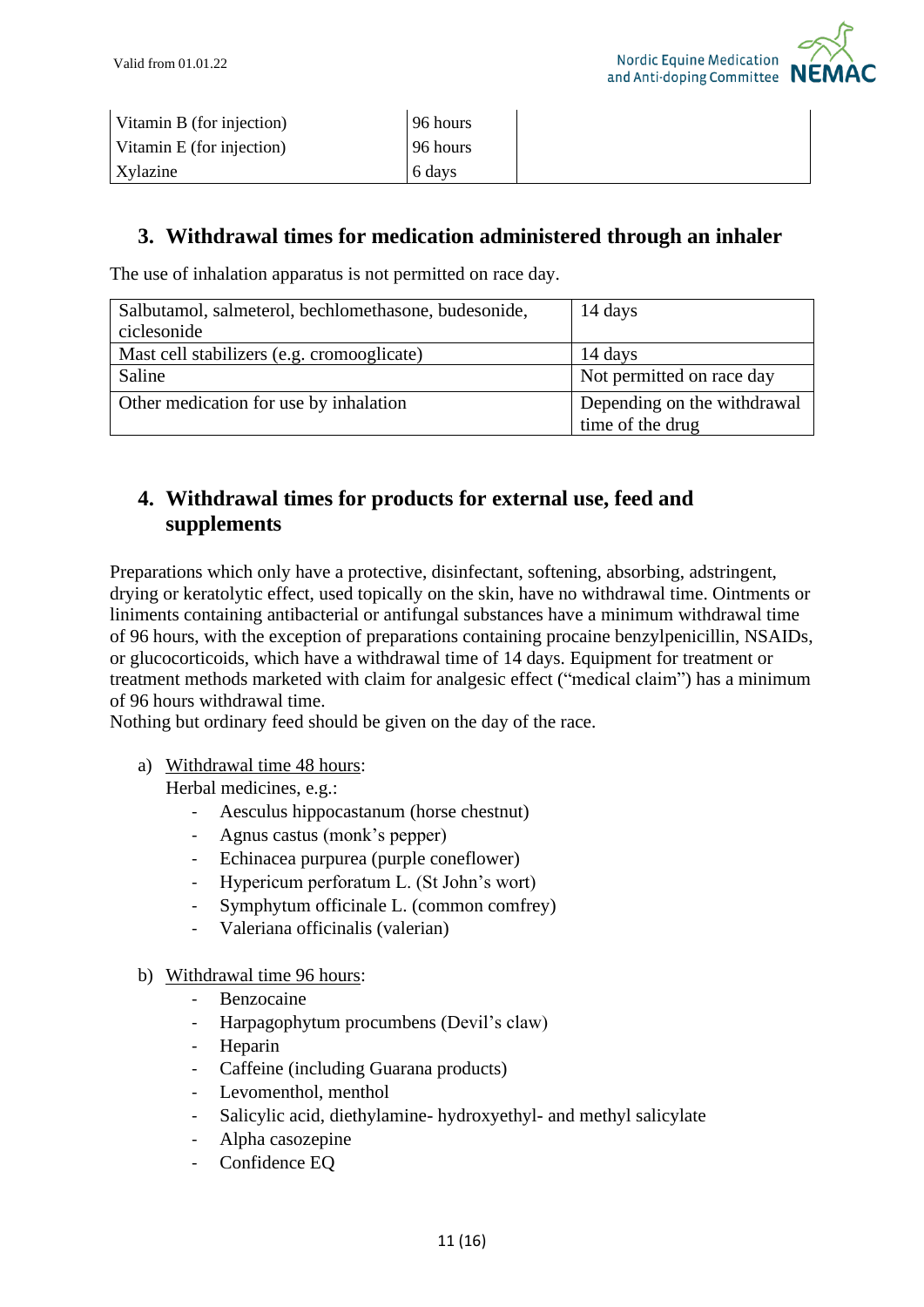| Vitamin B (for injection) | 96 hours | |
|---|---|---|
| Vitamin E (for injection) | 96 hours | |
| Xylazine | 6 days | |

## 3. Withdrawal times for medication administered through an inhaler

The use of inhalation apparatus is not permitted on race day.

| Salbutamol, salmeterol, bechlomethasone, budesonide, ciclesonide | 14 days |
|---|---|
| Mast cell stabilizers (e.g. cromooglicate) | 14 days |
| Saline | Not permitted on race day |
| Other medication for use by inhalation | Depending on the withdrawal time of the drug |

## 4. Withdrawal times for products for external use, feed and supplements

Preparations which only have a protective, disinfectant, softening, absorbing, adstringent, drying or keratolytic effect, used topically on the skin, have no withdrawal time. Ointments or liniments containing antibacterial or antifungal substances have a minimum withdrawal time of 96 hours, with the exception of preparations containing procaine benzylpenicillin, NSAIDs, or glucocorticoids, which have a withdrawal time of 14 days. Equipment for treatment or treatment methods marketed with claim for analgesic effect ("medical claim") has a minimum of 96 hours withdrawal time.
Nothing but ordinary feed should be given on the day of the race.

a) Withdrawal time 48 hours:
Herbal medicines, e.g.:
- Aesculus hippocastanum (horse chestnut)
- Agnus castus (monk's pepper)
- Echinacea purpurea (purple coneflower)
- Hypericum perforatum L. (St John's wort)
- Symphytum officinale L. (common comfrey)
- Valeriana officinalis (valerian)

b) Withdrawal time 96 hours:
- Benzocaine
- Harpagophytum procumbens (Devil's claw)
- Heparin
- Caffeine (including Guarana products)
- Levomenthol, menthol
- Salicylic acid, diethylamine- hydroxyethyl- and methyl salicylate
- Alpha casozepine
- Confidence EQ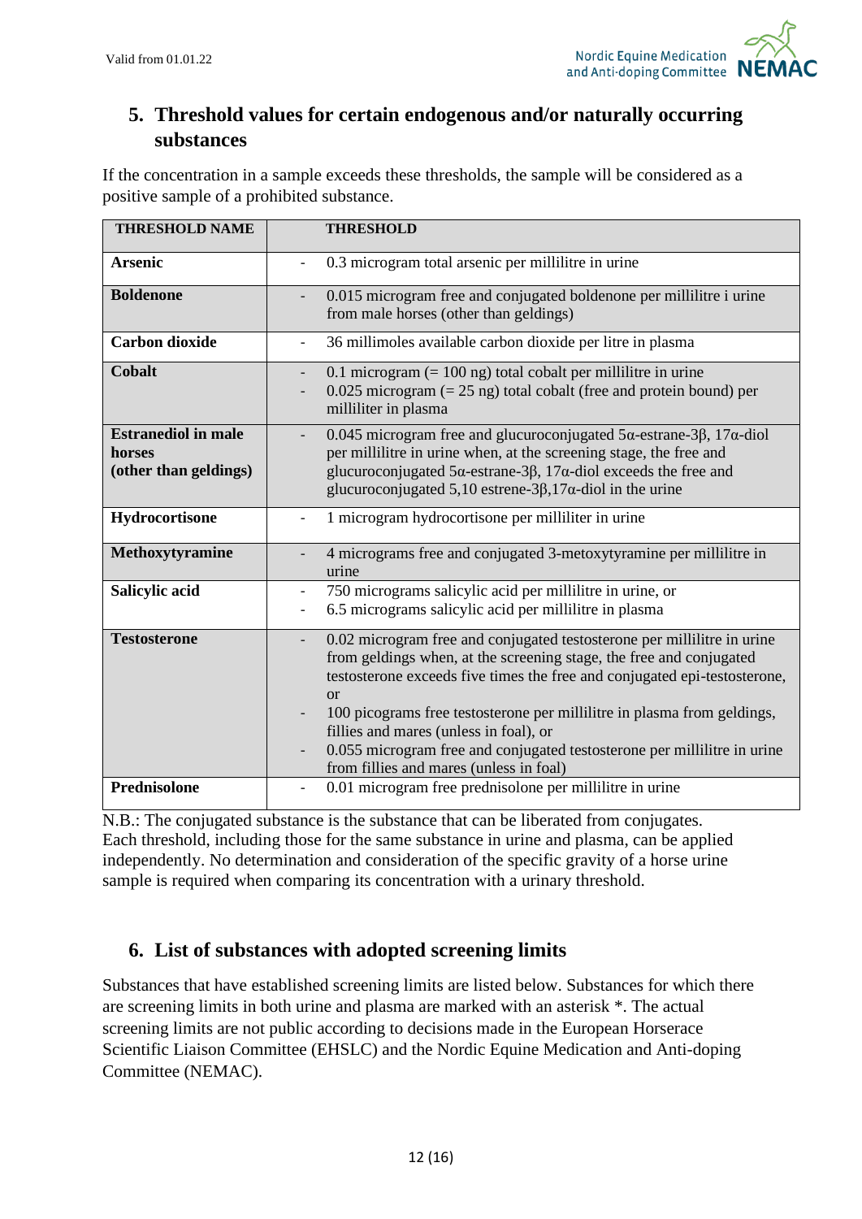## 5. Threshold values for certain endogenous and/or naturally occurring substances

If the concentration in a sample exceeds these thresholds, the sample will be considered as a positive sample of a prohibited substance.

| THRESHOLD NAME | THRESHOLD |
|---|---|
| **Arsenic** | - 0.3 microgram total arsenic per millilitre in urine |
| **Boldenone** | - 0.015 microgram free and conjugated boldenone per millilitre i urine from male horses (other than geldings) |
| **Carbon dioxide** | - 36 millimoles available carbon dioxide per litre in plasma |
| **Cobalt** | - 0.1 microgram (= 100 ng) total cobalt per millilitre in urine<br>- 0.025 microgram (= 25 ng) total cobalt (free and protein bound) per milliliter in plasma |
| **Estranediol in male horses (other than geldings)** | - 0.045 microgram free and glucuroconjugated 5α-estrane-3β, 17α-diol per millilitre in urine when, at the screening stage, the free and glucuroconjugated 5α-estrane-3β, 17α-diol exceeds the free and glucuroconjugated 5,10 estrene-3β,17α-diol in the urine |
| **Hydrocortisone** | - 1 microgram hydrocortisone per milliliter in urine |
| **Methoxytyramine** | - 4 micrograms free and conjugated 3-metoxytyramine per millilitre in urine |
| **Salicylic acid** | - 750 micrograms salicylic acid per millilitre in urine, or<br>- 6.5 micrograms salicylic acid per millilitre in plasma |
| **Testosterone** | - 0.02 microgram free and conjugated testosterone per millilitre in urine from geldings when, at the screening stage, the free and conjugated testosterone exceeds five times the free and conjugated epi-testosterone, or<br>- 100 picograms free testosterone per millilitre in plasma from geldings, fillies and mares (unless in foal), or<br>- 0.055 microgram free and conjugated testosterone per millilitre in urine from fillies and mares (unless in foal) |
| **Prednisolone** | - 0.01 microgram free prednisolone per millilitre in urine |

N.B.: The conjugated substance is the substance that can be liberated from conjugates. Each threshold, including those for the same substance in urine and plasma, can be applied independently. No determination and consideration of the specific gravity of a horse urine sample is required when comparing its concentration with a urinary threshold.

## 6. List of substances with adopted screening limits

Substances that have established screening limits are listed below. Substances for which there are screening limits in both urine and plasma are marked with an asterisk *. The actual screening limits are not public according to decisions made in the European Horserace Scientific Liaison Committee (EHSLC) and the Nordic Equine Medication and Anti-doping Committee (NEMAC).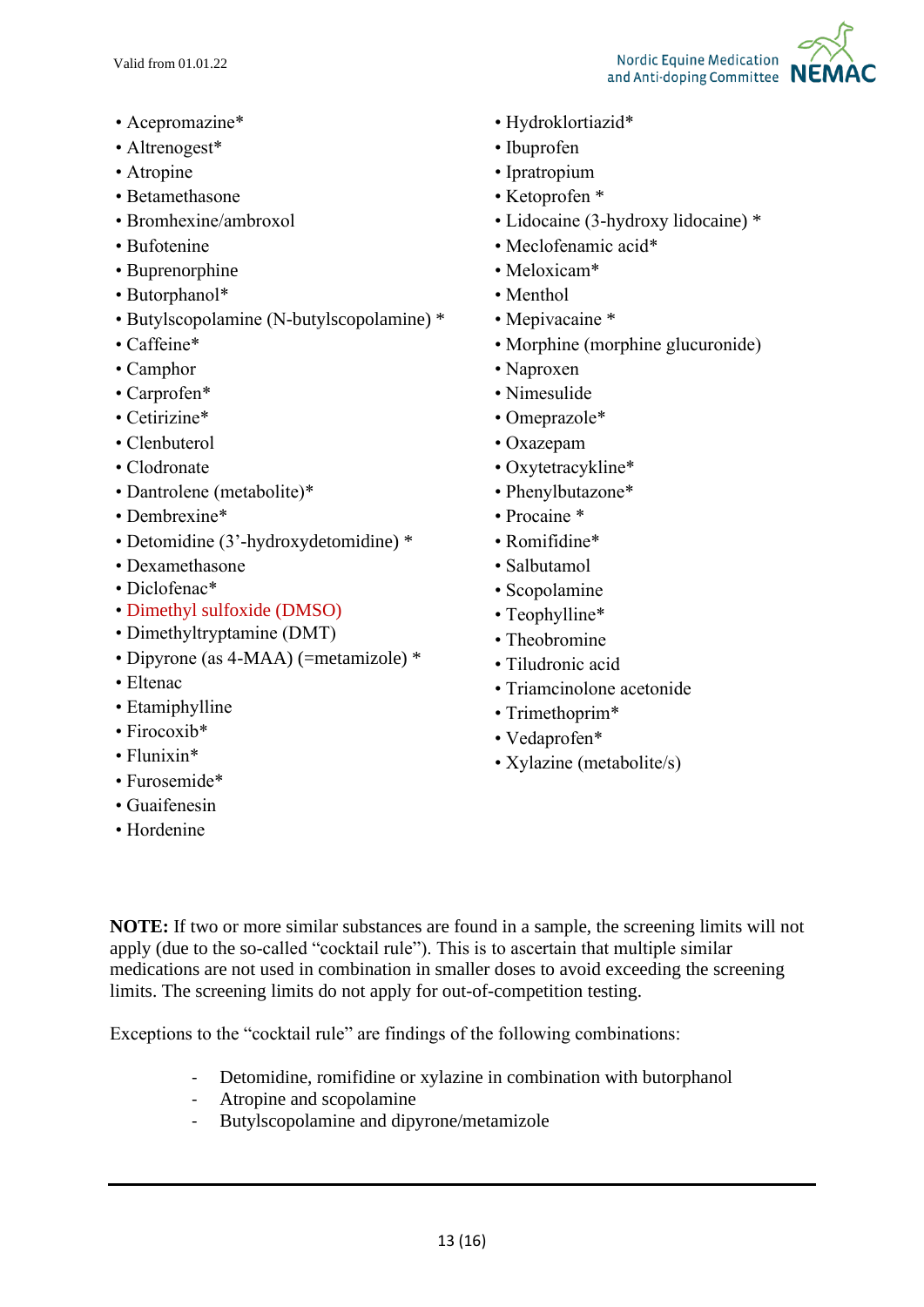- Acepromazine*
- Altrenogest*
- Atropine
- Betamethasone
- Bromhexine/ambroxol
- Bufotenine
- Buprenorphine
- Butorphanol*
- Butylscopolamine (N-butylscopolamine) *
- Caffeine*
- Camphor
- Carprofen*
- Cetirizine*
- Clenbuterol
- Clodronate
- Dantrolene (metabolite)*
- Dembrexine*
- Detomidine (3'-hydroxydetomidine) *
- Dexamethasone
- Diclofenac*
- Dimethyl sulfoxide (DMSO)
- Dimethyltryptamine (DMT)
- Dipyrone (as 4-MAA) (=metamizole) *
- Eltenac
- Etamiphylline
- Firocoxib*
- Flunixin*
- Furosemide*
- Guaifenesin
- Hordenine
- Hydroklortiazid*
- Ibuprofen
- Ipratropium
- Ketoprofen *
- Lidocaine (3-hydroxy lidocaine) *
- Meclofenamic acid*
- Meloxicam*
- Menthol
- Mepivacaine *
- Morphine (morphine glucuronide)
- Naproxen
- Nimesulide
- Omeprazole*
- Oxazepam
- Oxytetracykline*
- Phenylbutazone*
- Procaine *
- Romifidine*
- Salbutamol
- Scopolamine
- Teophylline*
- Theobromine
- Tiludronic acid
- Triamcinolone acetonide
- Trimethoprim*
- Vedaprofen*
- Xylazine (metabolite/s)

**NOTE:** If two or more similar substances are found in a sample, the screening limits will not apply (due to the so-called "cocktail rule"). This is to ascertain that multiple similar medications are not used in combination in smaller doses to avoid exceeding the screening limits. The screening limits do not apply for out-of-competition testing.

Exceptions to the "cocktail rule" are findings of the following combinations:

- Detomidine, romifidine or xylazine in combination with butorphanol
- Atropine and scopolamine
- Butylscopolamine and dipyrone/metamizole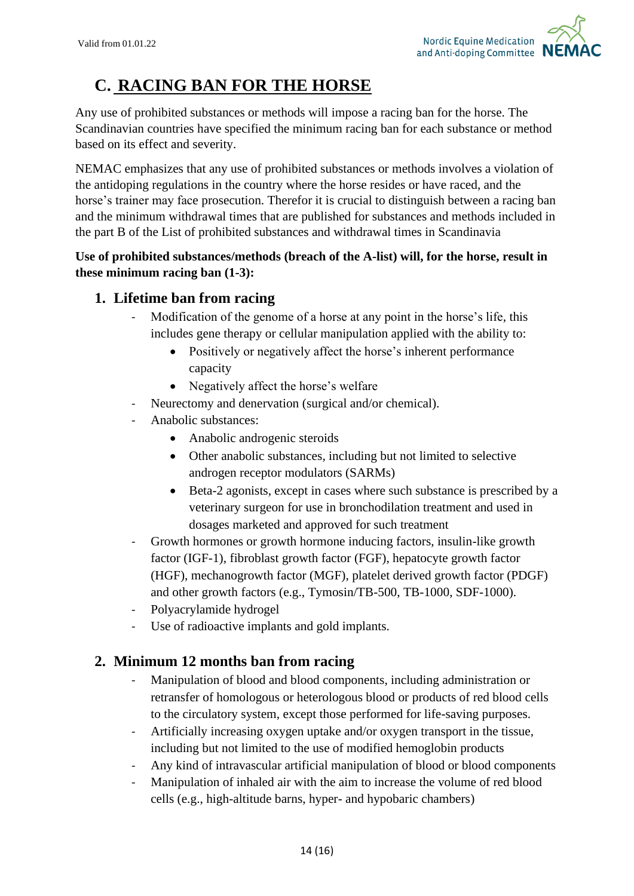## C. RACING BAN FOR THE HORSE

Any use of prohibited substances or methods will impose a racing ban for the horse. The Scandinavian countries have specified the minimum racing ban for each substance or method based on its effect and severity.

NEMAC emphasizes that any use of prohibited substances or methods involves a violation of the antidoping regulations in the country where the horse resides or have raced, and the horse's trainer may face prosecution. Therefor it is crucial to distinguish between a racing ban and the minimum withdrawal times that are published for substances and methods included in the part B of the List of prohibited substances and withdrawal times in Scandinavia

**Use of prohibited substances/methods (breach of the A-list) will, for the horse, result in these minimum racing ban (1-3):**

### 1. Lifetime ban from racing

- Modification of the genome of a horse at any point in the horse's life, this includes gene therapy or cellular manipulation applied with the ability to:
    - Positively or negatively affect the horse's inherent performance capacity
    - Negatively affect the horse's welfare
- Neurectomy and denervation (surgical and/or chemical).
- Anabolic substances:
    - Anabolic androgenic steroids
    - Other anabolic substances, including but not limited to selective androgen receptor modulators (SARMs)
    - Beta-2 agonists, except in cases where such substance is prescribed by a veterinary surgeon for use in bronchodilation treatment and used in dosages marketed and approved for such treatment
- Growth hormones or growth hormone inducing factors, insulin-like growth factor (IGF-1), fibroblast growth factor (FGF), hepatocyte growth factor (HGF), mechanogrowth factor (MGF), platelet derived growth factor (PDGF) and other growth factors (e.g., Tymosin/TB-500, TB-1000, SDF-1000).
- Polyacrylamide hydrogel
- Use of radioactive implants and gold implants.

### 2. Minimum 12 months ban from racing

- Manipulation of blood and blood components, including administration or retransfer of homologous or heterologous blood or products of red blood cells to the circulatory system, except those performed for life-saving purposes.
- Artificially increasing oxygen uptake and/or oxygen transport in the tissue, including but not limited to the use of modified hemoglobin products
- Any kind of intravascular artificial manipulation of blood or blood components
- Manipulation of inhaled air with the aim to increase the volume of red blood cells (e.g., high-altitude barns, hyper- and hypobaric chambers)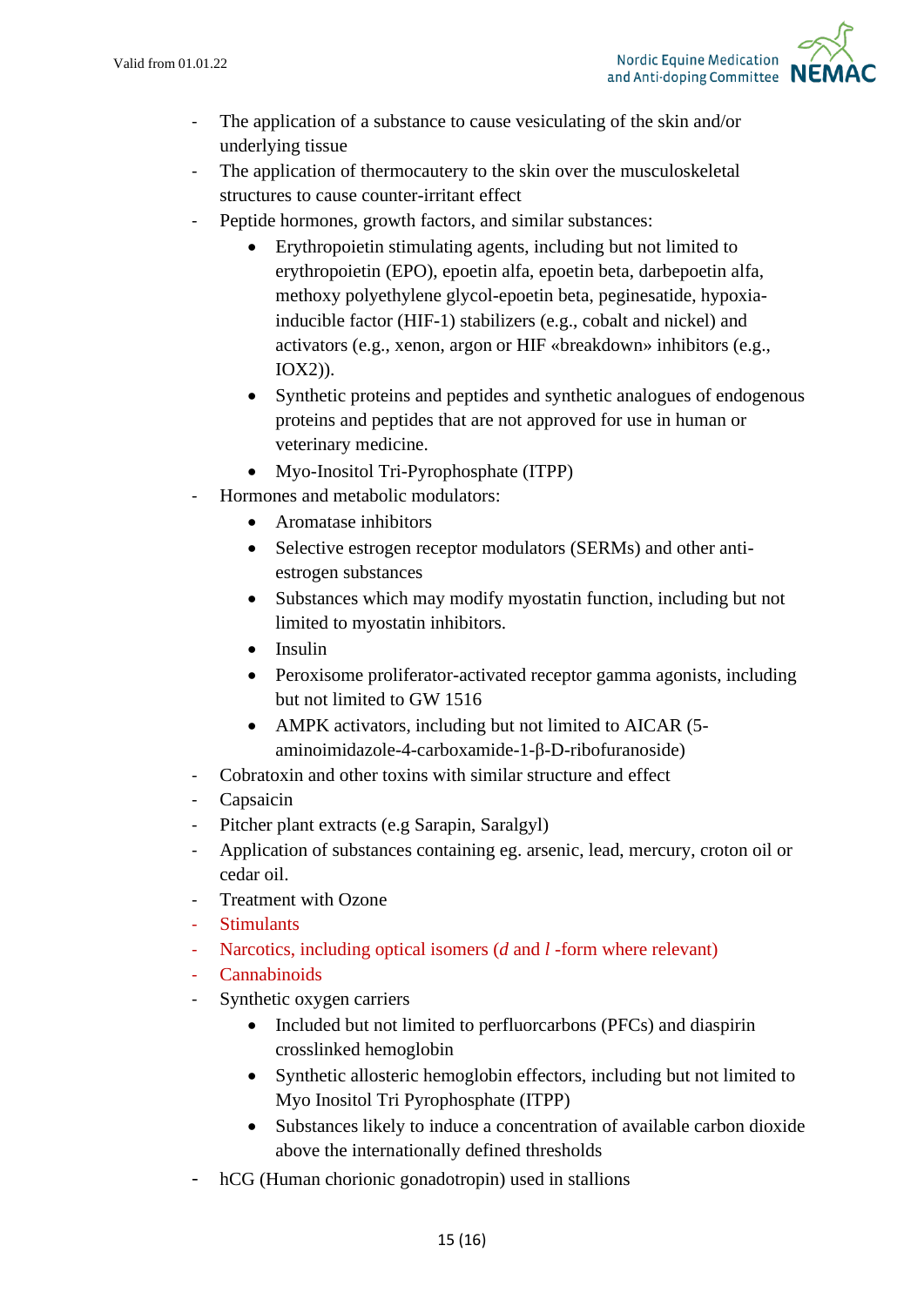- The application of a substance to cause vesiculating of the skin and/or underlying tissue
- The application of thermocautery to the skin over the musculoskeletal structures to cause counter-irritant effect
- Peptide hormones, growth factors, and similar substances:
    - Erythropoietin stimulating agents, including but not limited to erythropoietin (EPO), epoetin alfa, epoetin beta, darbepoetin alfa, methoxy polyethylene glycol-epoetin beta, peginesatide, hypoxia-inducible factor (HIF-1) stabilizers (e.g., cobalt and nickel) and activators (e.g., xenon, argon or HIF «breakdown» inhibitors (e.g., IOX2)).
    - Synthetic proteins and peptides and synthetic analogues of endogenous proteins and peptides that are not approved for use in human or veterinary medicine.
    - Myo-Inositol Tri-Pyrophosphate (ITPP)
- Hormones and metabolic modulators:
    - Aromatase inhibitors
    - Selective estrogen receptor modulators (SERMs) and other anti-estrogen substances
    - Substances which may modify myostatin function, including but not limited to myostatin inhibitors.
    - Insulin
    - Peroxisome proliferator-activated receptor gamma agonists, including but not limited to GW 1516
    - AMPK activators, including but not limited to AICAR (5-aminoimidazole-4-carboxamide-1-β-D-ribofuranoside)
- Cobratoxin and other toxins with similar structure and effect
- Capsaicin
- Pitcher plant extracts (e.g Sarapin, Saralgyl)
- Application of substances containing eg. arsenic, lead, mercury, croton oil or cedar oil.
- Treatment with Ozone
- Stimulants
- Narcotics, including optical isomers (*d* and *l* -form where relevant)
- Cannabinoids
- Synthetic oxygen carriers
    - Included but not limited to perfluorcarbons (PFCs) and diaspirin crosslinked hemoglobin
    - Synthetic allosteric hemoglobin effectors, including but not limited to Myo Inositol Tri Pyrophosphate (ITPP)
    - Substances likely to induce a concentration of available carbon dioxide above the internationally defined thresholds
- hCG (Human chorionic gonadotropin) used in stallions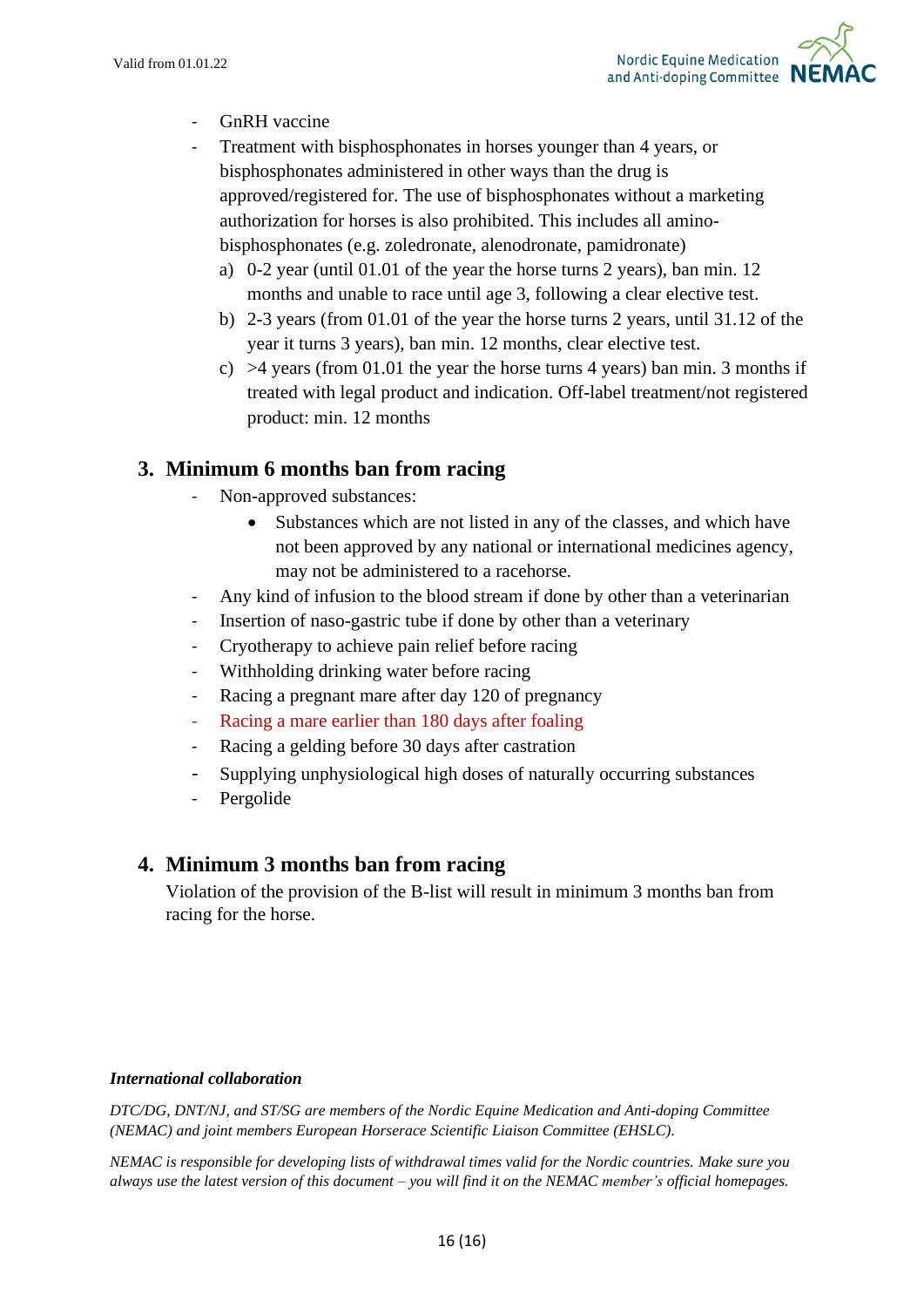- GnRH vaccine
- Treatment with bisphosphonates in horses younger than 4 years, or bisphosphonates administered in other ways than the drug is approved/registered for. The use of bisphosphonates without a marketing authorization for horses is also prohibited. This includes all amino-bisphosphonates (e.g. zoledronate, alenodronate, pamidronate)
  a) 0-2 year (until 01.01 of the year the horse turns 2 years), ban min. 12 months and unable to race until age 3, following a clear elective test.
  b) 2-3 years (from 01.01 of the year the horse turns 2 years, until 31.12 of the year it turns 3 years), ban min. 12 months, clear elective test.
  c) >4 years (from 01.01 the year the horse turns 4 years) ban min. 3 months if treated with legal product and indication. Off-label treatment/not registered product: min. 12 months

## 3. Minimum 6 months ban from racing

- Non-approved substances:
  - Substances which are not listed in any of the classes, and which have not been approved by any national or international medicines agency, may not be administered to a racehorse.
- Any kind of infusion to the blood stream if done by other than a veterinarian
- Insertion of naso-gastric tube if done by other than a veterinary
- Cryotherapy to achieve pain relief before racing
- Withholding drinking water before racing
- Racing a pregnant mare after day 120 of pregnancy
- Racing a mare earlier than 180 days after foaling
- Racing a gelding before 30 days after castration
- Supplying unphysiological high doses of naturally occurring substances
- Pergolide

## 4. Minimum 3 months ban from racing

Violation of the provision of the B-list will result in minimum 3 months ban from racing for the horse.

***International collaboration***

*DTC/DG, DNT/NJ, and ST/SG are members of the Nordic Equine Medication and Anti-doping Committee (NEMAC) and joint members European Horserace Scientific Liaison Committee (EHSLC).*

*NEMAC is responsible for developing lists of withdrawal times valid for the Nordic countries. Make sure you always use the latest version of this document – you will find it on the NEMAC member's official homepages.*